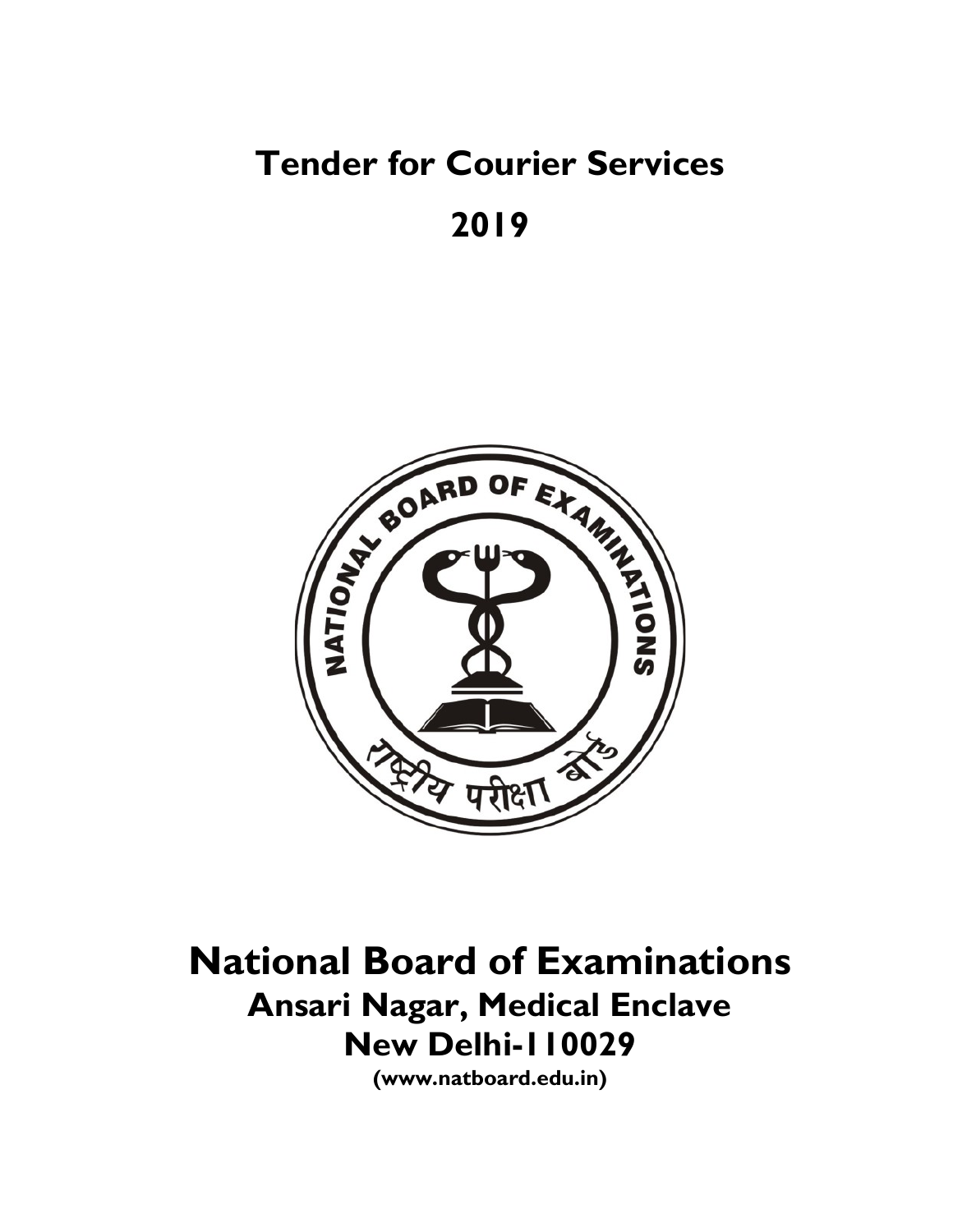# Tender for Courier Services

# 2019

# National Board of Examinations

## Ansari Nagar, Medical Enclave

## New Delhi-110029

**(www.natboard.edu.in)**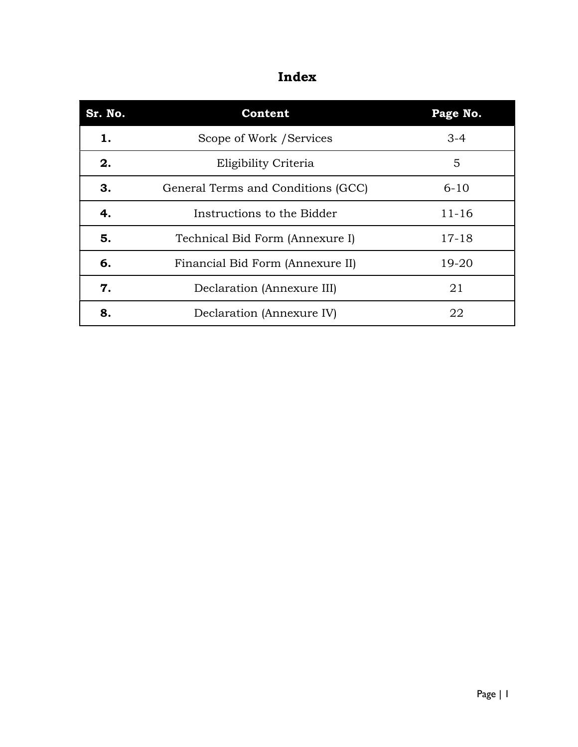# Index

| **Sr. No.** | **Content** | **Page No.** |
|---|---|---|
| **1.** | Scope of Work /Services | 3-4 |
| **2.** | Eligibility Criteria | 5 |
| **3.** | General Terms and Conditions (GCC) | 6-10 |
| **4.** | Instructions to the Bidder | 11-16 |
| **5.** | Technical Bid Form (Annexure I) | 17-18 |
| **6.** | Financial Bid Form (Annexure II) | 19-20 |
| **7.** | Declaration (Annexure III) | 21 |
| **8.** | Declaration (Annexure IV) | 22 |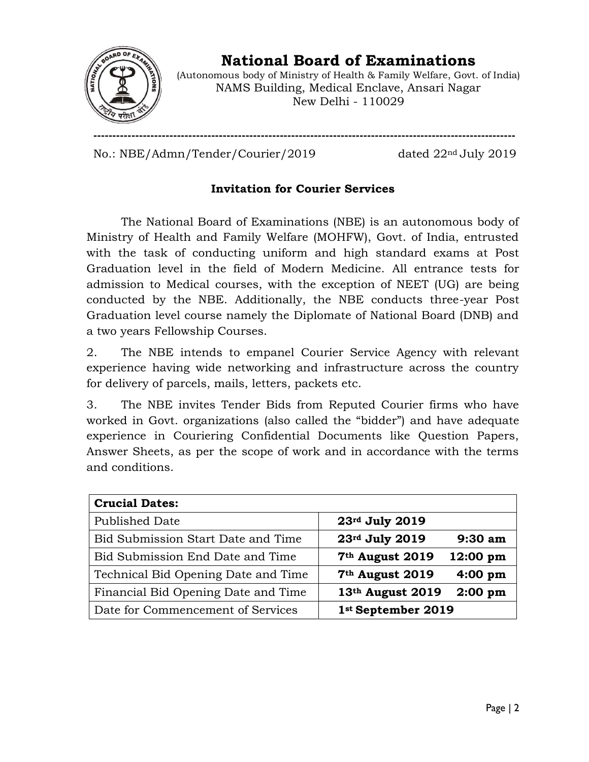# National Board of Examinations

(Autonomous body of Ministry of Health & Family Welfare, Govt. of India)
NAMS Building, Medical Enclave, Ansari Nagar
New Delhi - 110029

---

No.: NBE/Admn/Tender/Courier/2019 dated 22nd July 2019

## Invitation for Courier Services

The National Board of Examinations (NBE) is an autonomous body of Ministry of Health and Family Welfare (MOHFW), Govt. of India, entrusted with the task of conducting uniform and high standard exams at Post Graduation level in the field of Modern Medicine. All entrance tests for admission to Medical courses, with the exception of NEET (UG) are being conducted by the NBE. Additionally, the NBE conducts three-year Post Graduation level course namely the Diplomate of National Board (DNB) and a two years Fellowship Courses.

2. The NBE intends to empanel Courier Service Agency with relevant experience having wide networking and infrastructure across the country for delivery of parcels, mails, letters, packets etc.

3. The NBE invites Tender Bids from Reputed Courier firms who have worked in Govt. organizations (also called the "bidder") and have adequate experience in Couriering Confidential Documents like Question Papers, Answer Sheets, as per the scope of work and in accordance with the terms and conditions.

| **Crucial Dates:** | |
|---|---|
| Published Date | **23rd July 2019** |
| Bid Submission Start Date and Time | **23rd July 2019 9:30 am** |
| Bid Submission End Date and Time | **7th August 2019 12:00 pm** |
| Technical Bid Opening Date and Time | **7th August 2019 4:00 pm** |
| Financial Bid Opening Date and Time | **13th August 2019 2:00 pm** |
| Date for Commencement of Services | **1st September 2019** |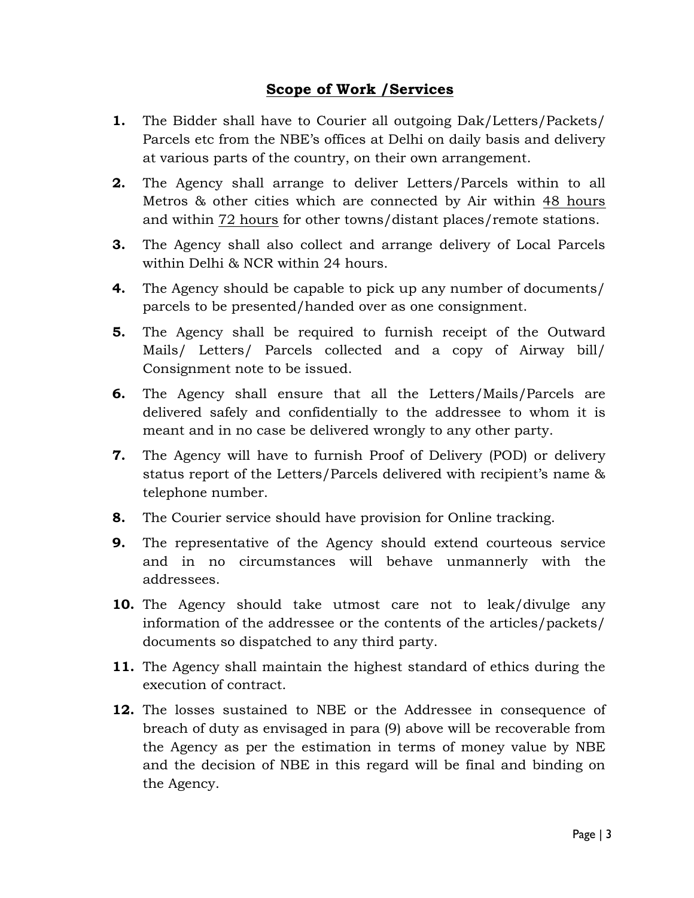## Scope of Work /Services

1. The Bidder shall have to Courier all outgoing Dak/Letters/Packets/ Parcels etc from the NBE's offices at Delhi on daily basis and delivery at various parts of the country, on their own arrangement.
2. The Agency shall arrange to deliver Letters/Parcels within to all Metros & other cities which are connected by Air within 48 hours and within 72 hours for other towns/distant places/remote stations.
3. The Agency shall also collect and arrange delivery of Local Parcels within Delhi & NCR within 24 hours.
4. The Agency should be capable to pick up any number of documents/ parcels to be presented/handed over as one consignment.
5. The Agency shall be required to furnish receipt of the Outward Mails/ Letters/ Parcels collected and a copy of Airway bill/ Consignment note to be issued.
6. The Agency shall ensure that all the Letters/Mails/Parcels are delivered safely and confidentially to the addressee to whom it is meant and in no case be delivered wrongly to any other party.
7. The Agency will have to furnish Proof of Delivery (POD) or delivery status report of the Letters/Parcels delivered with recipient's name & telephone number.
8. The Courier service should have provision for Online tracking.
9. The representative of the Agency should extend courteous service and in no circumstances will behave unmannerly with the addressees.
10. The Agency should take utmost care not to leak/divulge any information of the addressee or the contents of the articles/packets/ documents so dispatched to any third party.
11. The Agency shall maintain the highest standard of ethics during the execution of contract.
12. The losses sustained to NBE or the Addressee in consequence of breach of duty as envisaged in para (9) above will be recoverable from the Agency as per the estimation in terms of money value by NBE and the decision of NBE in this regard will be final and binding on the Agency.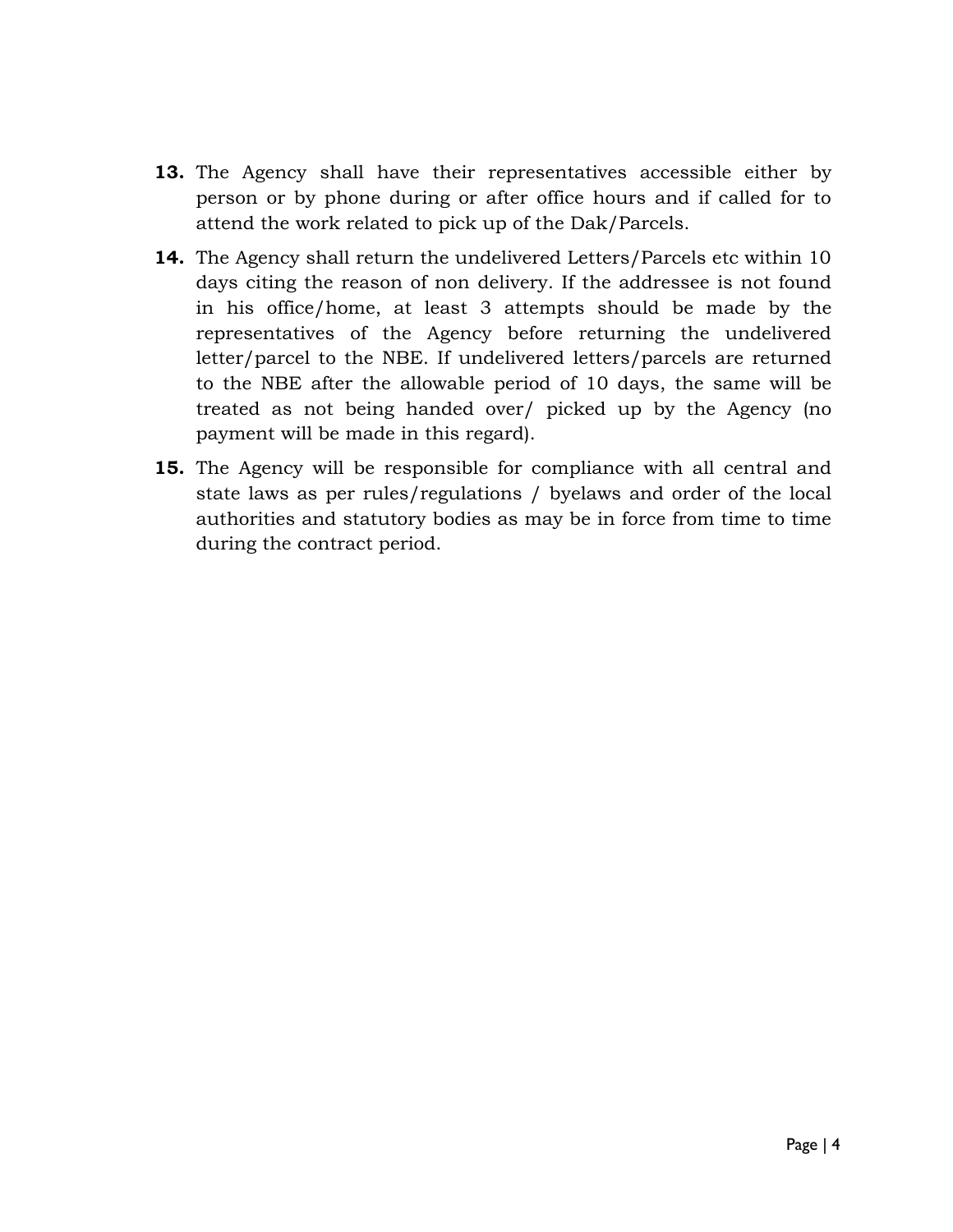**13.** The Agency shall have their representatives accessible either by person or by phone during or after office hours and if called for to attend the work related to pick up of the Dak/Parcels.

**14.** The Agency shall return the undelivered Letters/Parcels etc within 10 days citing the reason of non delivery. If the addressee is not found in his office/home, at least 3 attempts should be made by the representatives of the Agency before returning the undelivered letter/parcel to the NBE. If undelivered letters/parcels are returned to the NBE after the allowable period of 10 days, the same will be treated as not being handed over/ picked up by the Agency (no payment will be made in this regard).

**15.** The Agency will be responsible for compliance with all central and state laws as per rules/regulations / byelaws and order of the local authorities and statutory bodies as may be in force from time to time during the contract period.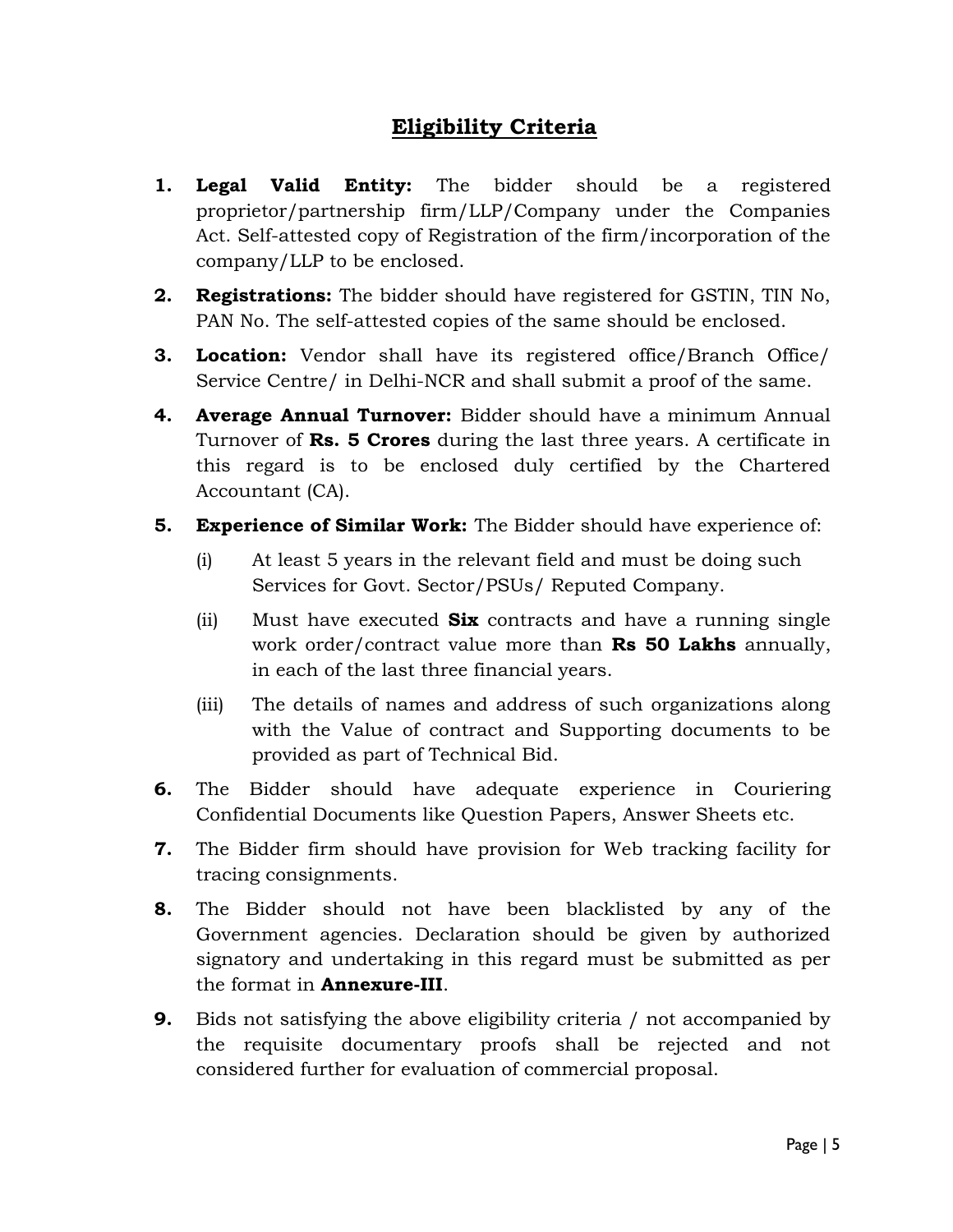## Eligibility Criteria

1. **Legal Valid Entity:** The bidder should be a registered proprietor/partnership firm/LLP/Company under the Companies Act. Self-attested copy of Registration of the firm/incorporation of the company/LLP to be enclosed.
2. **Registrations:** The bidder should have registered for GSTIN, TIN No, PAN No. The self-attested copies of the same should be enclosed.
3. **Location:** Vendor shall have its registered office/Branch Office/ Service Centre/ in Delhi-NCR and shall submit a proof of the same.
4. **Average Annual Turnover:** Bidder should have a minimum Annual Turnover of **Rs. 5 Crores** during the last three years. A certificate in this regard is to be enclosed duly certified by the Chartered Accountant (CA).
5. **Experience of Similar Work:** The Bidder should have experience of:
   - (i) At least 5 years in the relevant field and must be doing such Services for Govt. Sector/PSUs/ Reputed Company.
   - (ii) Must have executed **Six** contracts and have a running single work order/contract value more than **Rs 50 Lakhs** annually, in each of the last three financial years.
   - (iii) The details of names and address of such organizations along with the Value of contract and Supporting documents to be provided as part of Technical Bid.
6. The Bidder should have adequate experience in Couriering Confidential Documents like Question Papers, Answer Sheets etc.
7. The Bidder firm should have provision for Web tracking facility for tracing consignments.
8. The Bidder should not have been blacklisted by any of the Government agencies. Declaration should be given by authorized signatory and undertaking in this regard must be submitted as per the format in **Annexure-III**.
9. Bids not satisfying the above eligibility criteria / not accompanied by the requisite documentary proofs shall be rejected and not considered further for evaluation of commercial proposal.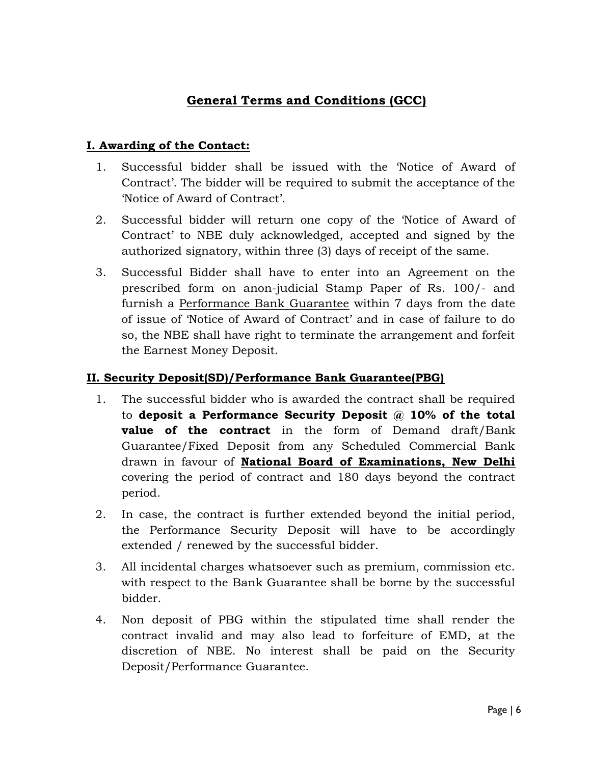# General Terms and Conditions (GCC)

## I. Awarding of the Contact:

1. Successful bidder shall be issued with the 'Notice of Award of Contract'. The bidder will be required to submit the acceptance of the 'Notice of Award of Contract'.
2. Successful bidder will return one copy of the 'Notice of Award of Contract' to NBE duly acknowledged, accepted and signed by the authorized signatory, within three (3) days of receipt of the same.
3. Successful Bidder shall have to enter into an Agreement on the prescribed form on anon-judicial Stamp Paper of Rs. 100/- and furnish a Performance Bank Guarantee within 7 days from the date of issue of 'Notice of Award of Contract' and in case of failure to do so, the NBE shall have right to terminate the arrangement and forfeit the Earnest Money Deposit.

## II. Security Deposit(SD)/Performance Bank Guarantee(PBG)

1. The successful bidder who is awarded the contract shall be required to **deposit a Performance Security Deposit @ 10% of the total value of the contract** in the form of Demand draft/Bank Guarantee/Fixed Deposit from any Scheduled Commercial Bank drawn in favour of **National Board of Examinations, New Delhi** covering the period of contract and 180 days beyond the contract period.
2. In case, the contract is further extended beyond the initial period, the Performance Security Deposit will have to be accordingly extended / renewed by the successful bidder.
3. All incidental charges whatsoever such as premium, commission etc. with respect to the Bank Guarantee shall be borne by the successful bidder.
4. Non deposit of PBG within the stipulated time shall render the contract invalid and may also lead to forfeiture of EMD, at the discretion of NBE. No interest shall be paid on the Security Deposit/Performance Guarantee.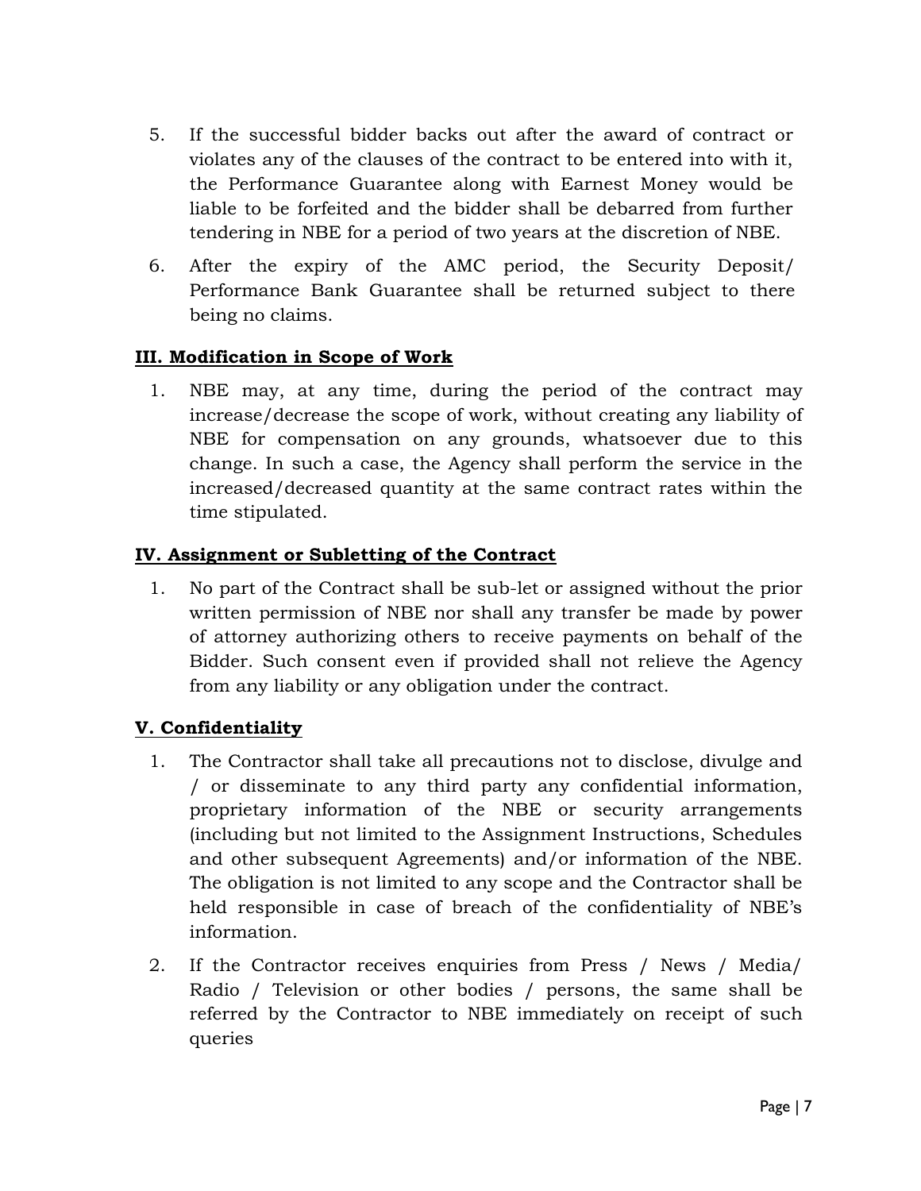5. If the successful bidder backs out after the award of contract or violates any of the clauses of the contract to be entered into with it, the Performance Guarantee along with Earnest Money would be liable to be forfeited and the bidder shall be debarred from further tendering in NBE for a period of two years at the discretion of NBE.
6. After the expiry of the AMC period, the Security Deposit/ Performance Bank Guarantee shall be returned subject to there being no claims.

**III. Modification in Scope of Work**

1. NBE may, at any time, during the period of the contract may increase/decrease the scope of work, without creating any liability of NBE for compensation on any grounds, whatsoever due to this change. In such a case, the Agency shall perform the service in the increased/decreased quantity at the same contract rates within the time stipulated.

**IV. Assignment or Subletting of the Contract**

1. No part of the Contract shall be sub-let or assigned without the prior written permission of NBE nor shall any transfer be made by power of attorney authorizing others to receive payments on behalf of the Bidder. Such consent even if provided shall not relieve the Agency from any liability or any obligation under the contract.

**V. Confidentiality**

1. The Contractor shall take all precautions not to disclose, divulge and / or disseminate to any third party any confidential information, proprietary information of the NBE or security arrangements (including but not limited to the Assignment Instructions, Schedules and other subsequent Agreements) and/or information of the NBE. The obligation is not limited to any scope and the Contractor shall be held responsible in case of breach of the confidentiality of NBE's information.
2. If the Contractor receives enquiries from Press / News / Media/ Radio / Television or other bodies / persons, the same shall be referred by the Contractor to NBE immediately on receipt of such queries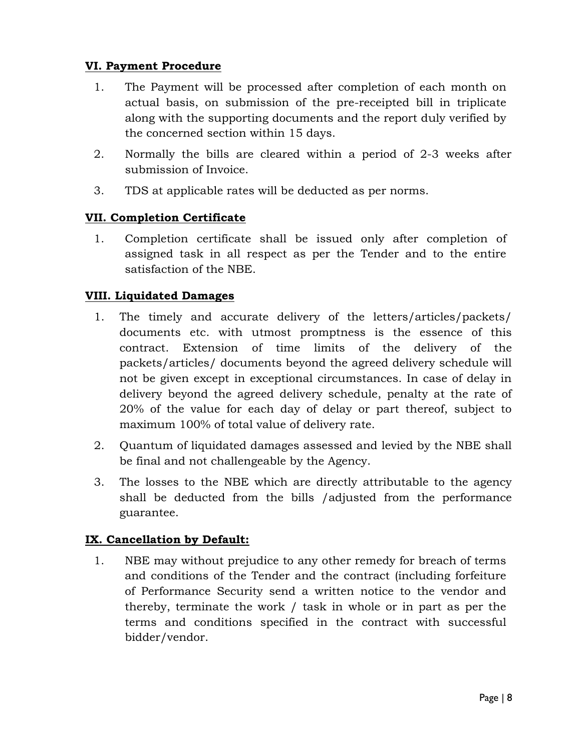**VI. Payment Procedure**

1. The Payment will be processed after completion of each month on actual basis, on submission of the pre-receipted bill in triplicate along with the supporting documents and the report duly verified by the concerned section within 15 days.
2. Normally the bills are cleared within a period of 2-3 weeks after submission of Invoice.
3. TDS at applicable rates will be deducted as per norms.

**VII. Completion Certificate**

1. Completion certificate shall be issued only after completion of assigned task in all respect as per the Tender and to the entire satisfaction of the NBE.

**VIII. Liquidated Damages**

1. The timely and accurate delivery of the letters/articles/packets/ documents etc. with utmost promptness is the essence of this contract. Extension of time limits of the delivery of the packets/articles/ documents beyond the agreed delivery schedule will not be given except in exceptional circumstances. In case of delay in delivery beyond the agreed delivery schedule, penalty at the rate of 20% of the value for each day of delay or part thereof, subject to maximum 100% of total value of delivery rate.
2. Quantum of liquidated damages assessed and levied by the NBE shall be final and not challengeable by the Agency.
3. The losses to the NBE which are directly attributable to the agency shall be deducted from the bills /adjusted from the performance guarantee.

**IX. Cancellation by Default:**

1. NBE may without prejudice to any other remedy for breach of terms and conditions of the Tender and the contract (including forfeiture of Performance Security send a written notice to the vendor and thereby, terminate the work / task in whole or in part as per the terms and conditions specified in the contract with successful bidder/vendor.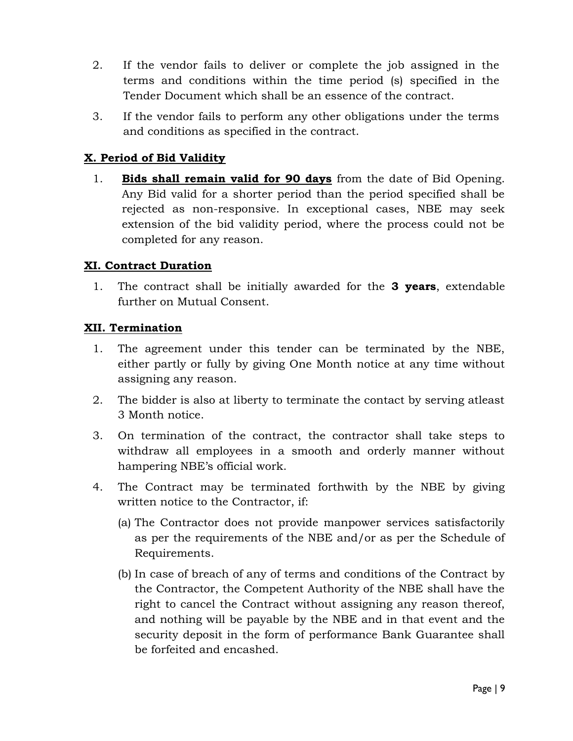2. If the vendor fails to deliver or complete the job assigned in the terms and conditions within the time period (s) specified in the Tender Document which shall be an essence of the contract.

3. If the vendor fails to perform any other obligations under the terms and conditions as specified in the contract.

## X. Period of Bid Validity

1. **Bids shall remain valid for 90 days** from the date of Bid Opening. Any Bid valid for a shorter period than the period specified shall be rejected as non-responsive. In exceptional cases, NBE may seek extension of the bid validity period, where the process could not be completed for any reason.

## XI. Contract Duration

1. The contract shall be initially awarded for the **3 years**, extendable further on Mutual Consent.

## XII. Termination

1. The agreement under this tender can be terminated by the NBE, either partly or fully by giving One Month notice at any time without assigning any reason.

2. The bidder is also at liberty to terminate the contact by serving atleast 3 Month notice.

3. On termination of the contract, the contractor shall take steps to withdraw all employees in a smooth and orderly manner without hampering NBE's official work.

4. The Contract may be terminated forthwith by the NBE by giving written notice to the Contractor, if:

   (a) The Contractor does not provide manpower services satisfactorily as per the requirements of the NBE and/or as per the Schedule of Requirements.

   (b) In case of breach of any of terms and conditions of the Contract by the Contractor, the Competent Authority of the NBE shall have the right to cancel the Contract without assigning any reason thereof, and nothing will be payable by the NBE and in that event and the security deposit in the form of performance Bank Guarantee shall be forfeited and encashed.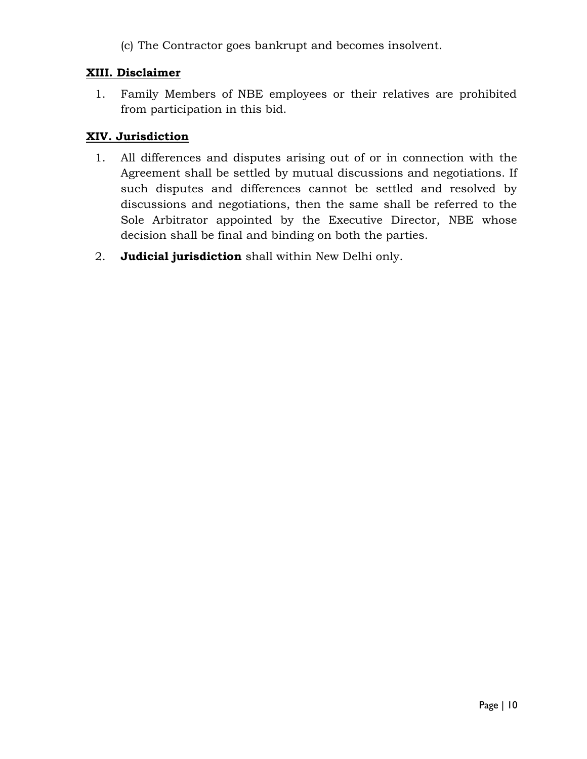(c) The Contractor goes bankrupt and becomes insolvent.

## XIII. Disclaimer

1. Family Members of NBE employees or their relatives are prohibited from participation in this bid.

## XIV. Jurisdiction

1. All differences and disputes arising out of or in connection with the Agreement shall be settled by mutual discussions and negotiations. If such disputes and differences cannot be settled and resolved by discussions and negotiations, then the same shall be referred to the Sole Arbitrator appointed by the Executive Director, NBE whose decision shall be final and binding on both the parties.
2. **Judicial jurisdiction** shall within New Delhi only.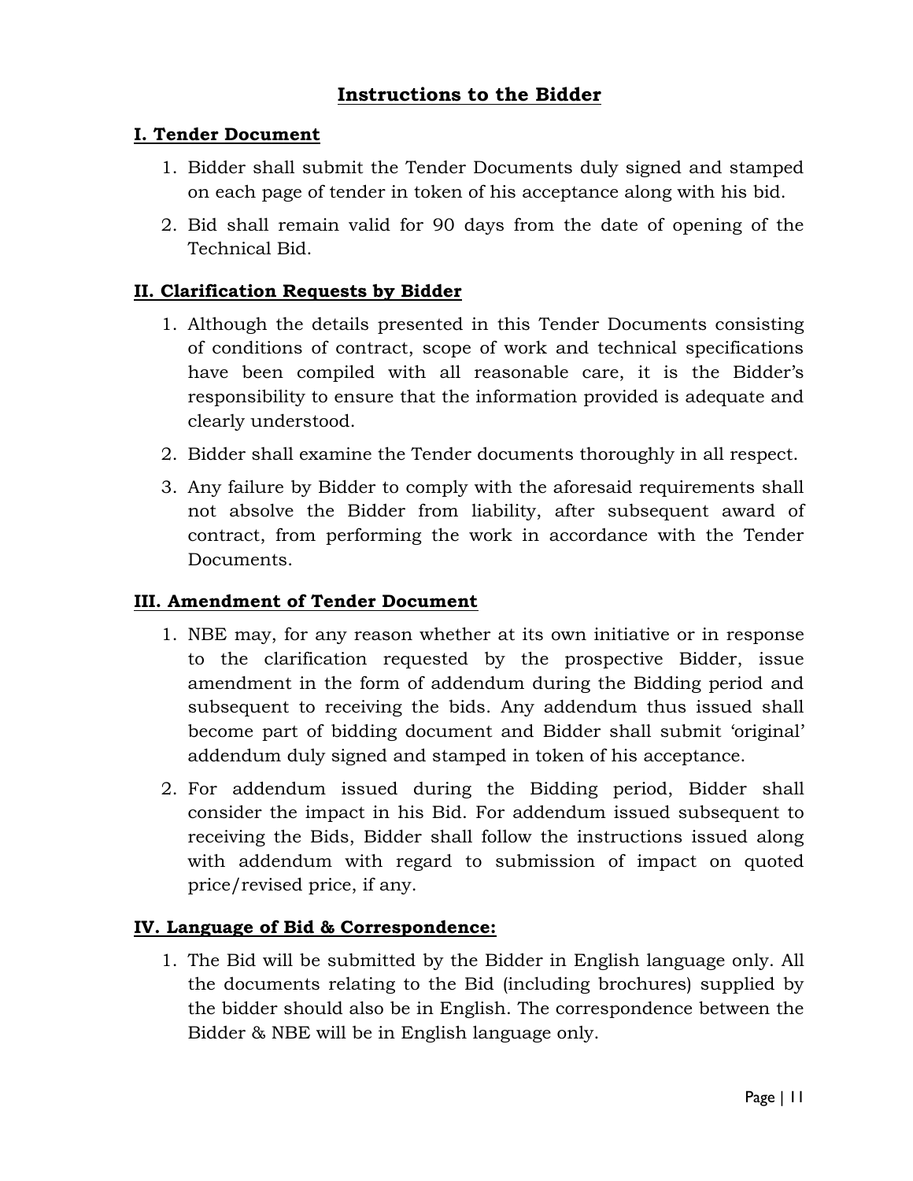## Instructions to the Bidder

### I. Tender Document

1. Bidder shall submit the Tender Documents duly signed and stamped on each page of tender in token of his acceptance along with his bid.
2. Bid shall remain valid for 90 days from the date of opening of the Technical Bid.

### II. Clarification Requests by Bidder

1. Although the details presented in this Tender Documents consisting of conditions of contract, scope of work and technical specifications have been compiled with all reasonable care, it is the Bidder's responsibility to ensure that the information provided is adequate and clearly understood.
2. Bidder shall examine the Tender documents thoroughly in all respect.
3. Any failure by Bidder to comply with the aforesaid requirements shall not absolve the Bidder from liability, after subsequent award of contract, from performing the work in accordance with the Tender Documents.

### III. Amendment of Tender Document

1. NBE may, for any reason whether at its own initiative or in response to the clarification requested by the prospective Bidder, issue amendment in the form of addendum during the Bidding period and subsequent to receiving the bids. Any addendum thus issued shall become part of bidding document and Bidder shall submit 'original' addendum duly signed and stamped in token of his acceptance.
2. For addendum issued during the Bidding period, Bidder shall consider the impact in his Bid. For addendum issued subsequent to receiving the Bids, Bidder shall follow the instructions issued along with addendum with regard to submission of impact on quoted price/revised price, if any.

### IV. Language of Bid & Correspondence:

1. The Bid will be submitted by the Bidder in English language only. All the documents relating to the Bid (including brochures) supplied by the bidder should also be in English. The correspondence between the Bidder & NBE will be in English language only.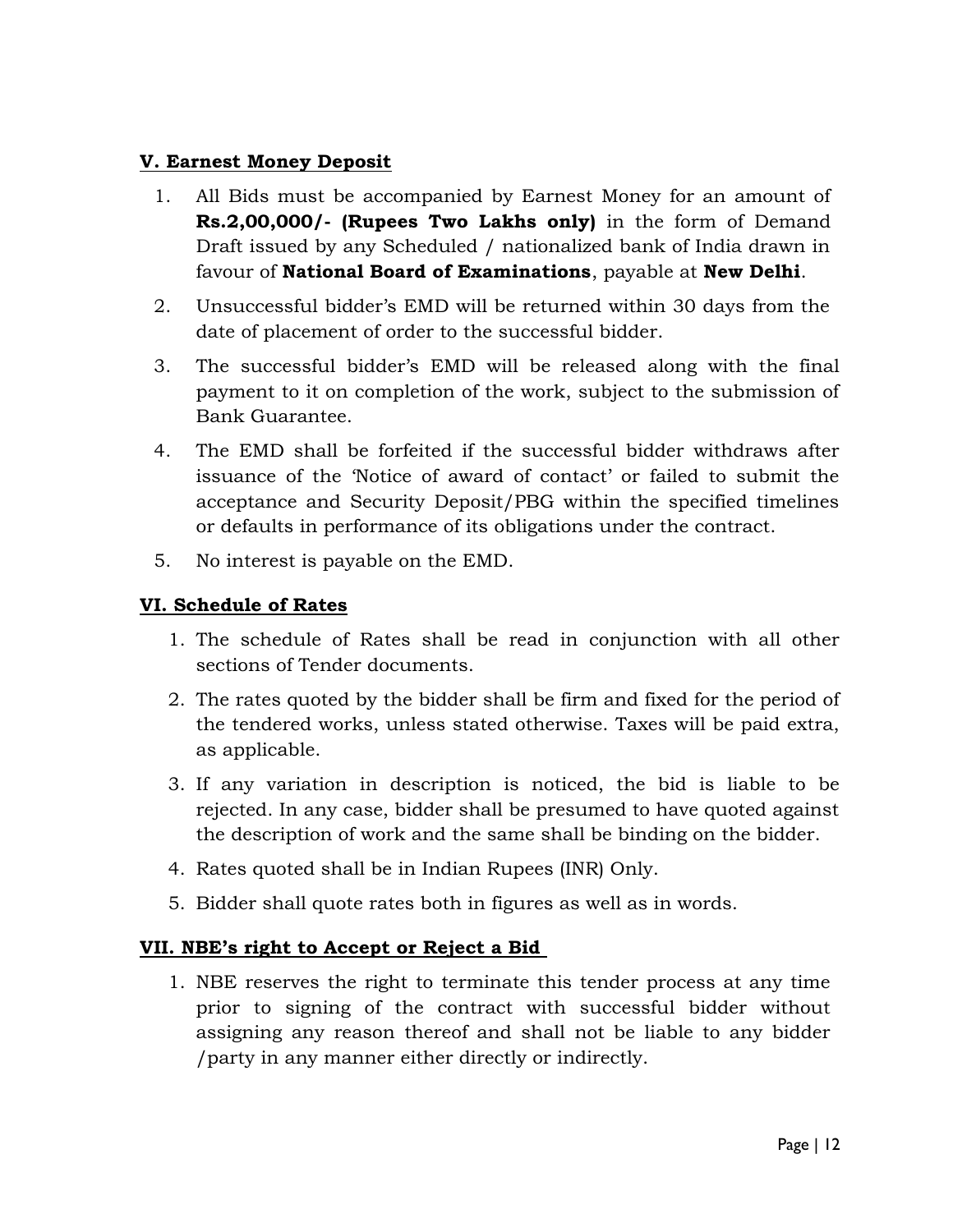### V. Earnest Money Deposit

1. All Bids must be accompanied by Earnest Money for an amount of **Rs.2,00,000/- (Rupees Two Lakhs only)** in the form of Demand Draft issued by any Scheduled / nationalized bank of India drawn in favour of **National Board of Examinations**, payable at **New Delhi**.
2. Unsuccessful bidder's EMD will be returned within 30 days from the date of placement of order to the successful bidder.
3. The successful bidder's EMD will be released along with the final payment to it on completion of the work, subject to the submission of Bank Guarantee.
4. The EMD shall be forfeited if the successful bidder withdraws after issuance of the 'Notice of award of contact' or failed to submit the acceptance and Security Deposit/PBG within the specified timelines or defaults in performance of its obligations under the contract.
5. No interest is payable on the EMD.

### VI. Schedule of Rates

1. The schedule of Rates shall be read in conjunction with all other sections of Tender documents.
2. The rates quoted by the bidder shall be firm and fixed for the period of the tendered works, unless stated otherwise. Taxes will be paid extra, as applicable.
3. If any variation in description is noticed, the bid is liable to be rejected. In any case, bidder shall be presumed to have quoted against the description of work and the same shall be binding on the bidder.
4. Rates quoted shall be in Indian Rupees (INR) Only.
5. Bidder shall quote rates both in figures as well as in words.

### VII. NBE's right to Accept or Reject a Bid

1. NBE reserves the right to terminate this tender process at any time prior to signing of the contract with successful bidder without assigning any reason thereof and shall not be liable to any bidder /party in any manner either directly or indirectly.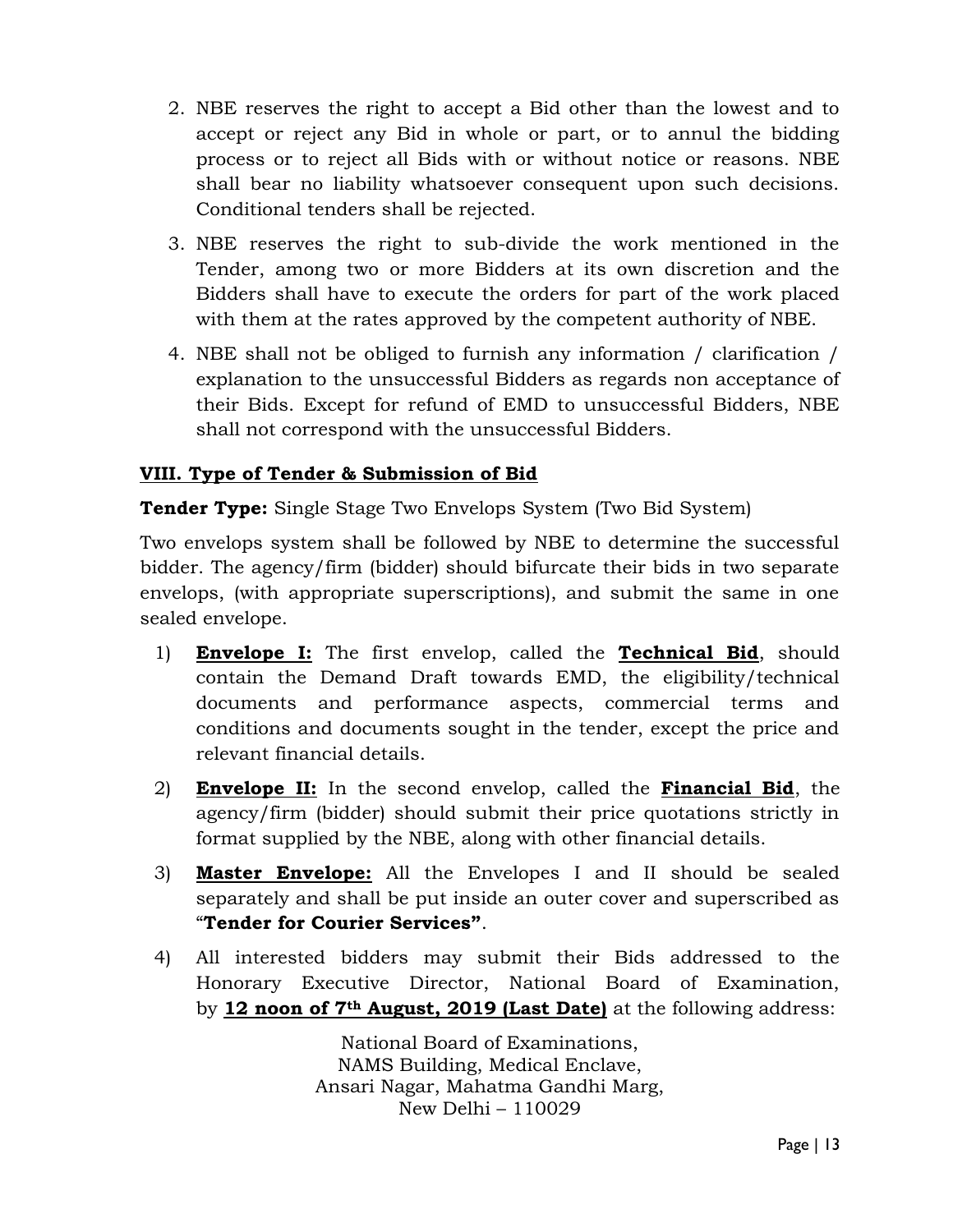2. NBE reserves the right to accept a Bid other than the lowest and to accept or reject any Bid in whole or part, or to annul the bidding process or to reject all Bids with or without notice or reasons. NBE shall bear no liability whatsoever consequent upon such decisions. Conditional tenders shall be rejected.

3. NBE reserves the right to sub-divide the work mentioned in the Tender, among two or more Bidders at its own discretion and the Bidders shall have to execute the orders for part of the work placed with them at the rates approved by the competent authority of NBE.

4. NBE shall not be obliged to furnish any information / clarification / explanation to the unsuccessful Bidders as regards non acceptance of their Bids. Except for refund of EMD to unsuccessful Bidders, NBE shall not correspond with the unsuccessful Bidders.

### VIII. Type of Tender & Submission of Bid

**Tender Type:** Single Stage Two Envelops System (Two Bid System)

Two envelops system shall be followed by NBE to determine the successful bidder. The agency/firm (bidder) should bifurcate their bids in two separate envelops, (with appropriate superscriptions), and submit the same in one sealed envelope.

1) **Envelope I:** The first envelop, called the **Technical Bid**, should contain the Demand Draft towards EMD, the eligibility/technical documents and performance aspects, commercial terms and conditions and documents sought in the tender, except the price and relevant financial details.

2) **Envelope II:** In the second envelop, called the **Financial Bid**, the agency/firm (bidder) should submit their price quotations strictly in format supplied by the NBE, along with other financial details.

3) **Master Envelope:** All the Envelopes I and II should be sealed separately and shall be put inside an outer cover and superscribed as "**Tender for Courier Services"**.

4) All interested bidders may submit their Bids addressed to the Honorary Executive Director, National Board of Examination, by **12 noon of 7th August, 2019 (Last Date)** at the following address:

National Board of Examinations,
NAMS Building, Medical Enclave,
Ansari Nagar, Mahatma Gandhi Marg,
New Delhi – 110029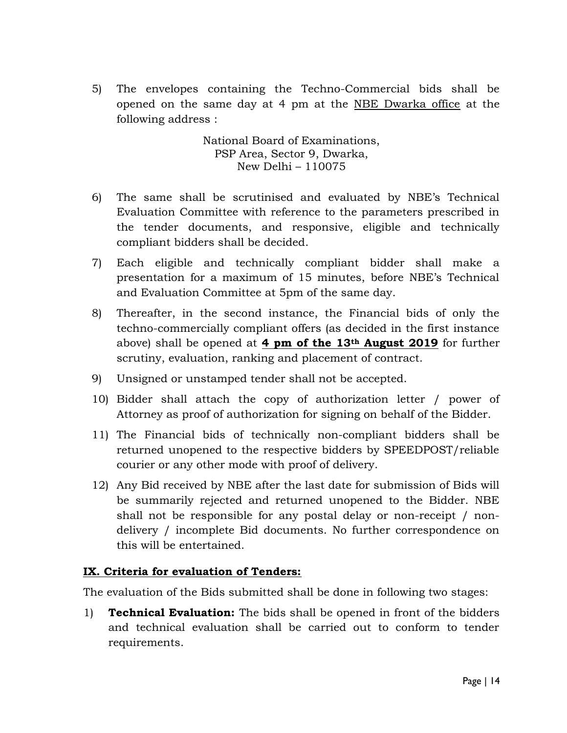5) The envelopes containing the Techno-Commercial bids shall be opened on the same day at 4 pm at the <u>NBE Dwarka office</u> at the following address :

   National Board of Examinations,
   PSP Area, Sector 9, Dwarka,
   New Delhi – 110075

6) The same shall be scrutinised and evaluated by NBE's Technical Evaluation Committee with reference to the parameters prescribed in the tender documents, and responsive, eligible and technically compliant bidders shall be decided.

7) Each eligible and technically compliant bidder shall make a presentation for a maximum of 15 minutes, before NBE's Technical and Evaluation Committee at 5pm of the same day.

8) Thereafter, in the second instance, the Financial bids of only the techno-commercially compliant offers (as decided in the first instance above) shall be opened at **<u>4 pm of the 13th August 2019</u>** for further scrutiny, evaluation, ranking and placement of contract.

9) Unsigned or unstamped tender shall not be accepted.

10) Bidder shall attach the copy of authorization letter / power of Attorney as proof of authorization for signing on behalf of the Bidder.

11) The Financial bids of technically non-compliant bidders shall be returned unopened to the respective bidders by SPEEDPOST/reliable courier or any other mode with proof of delivery.

12) Any Bid received by NBE after the last date for submission of Bids will be summarily rejected and returned unopened to the Bidder. NBE shall not be responsible for any postal delay or non-receipt / non-delivery / incomplete Bid documents. No further correspondence on this will be entertained.

## <u>IX. Criteria for evaluation of Tenders:</u>

The evaluation of the Bids submitted shall be done in following two stages:

1) **Technical Evaluation:** The bids shall be opened in front of the bidders and technical evaluation shall be carried out to conform to tender requirements.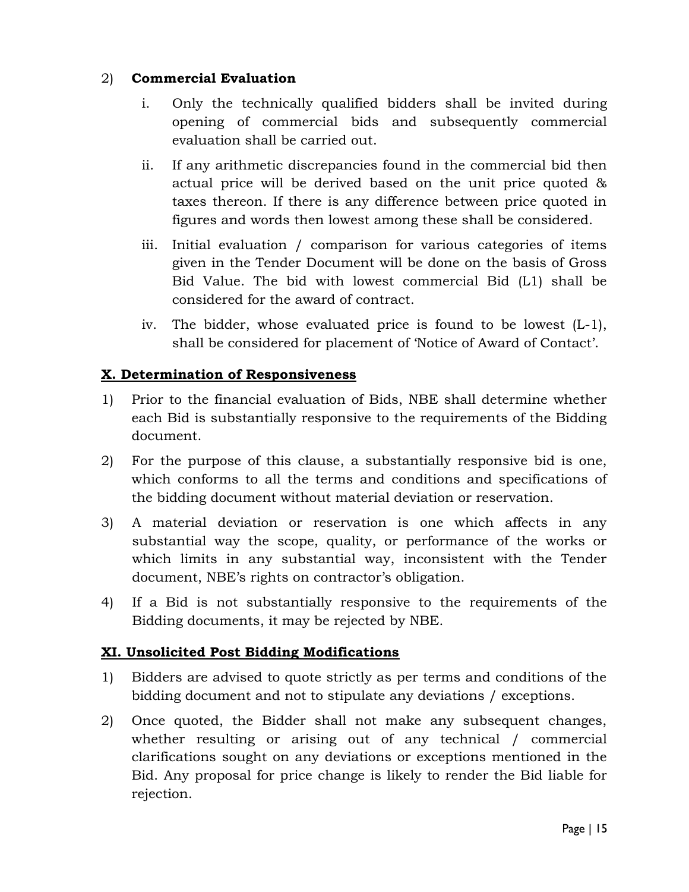2) **Commercial Evaluation**

   i. Only the technically qualified bidders shall be invited during opening of commercial bids and subsequently commercial evaluation shall be carried out.

   ii. If any arithmetic discrepancies found in the commercial bid then actual price will be derived based on the unit price quoted & taxes thereon. If there is any difference between price quoted in figures and words then lowest among these shall be considered.

   iii. Initial evaluation / comparison for various categories of items given in the Tender Document will be done on the basis of Gross Bid Value. The bid with lowest commercial Bid (L1) shall be considered for the award of contract.

   iv. The bidder, whose evaluated price is found to be lowest (L-1), shall be considered for placement of 'Notice of Award of Contact'.

## X. Determination of Responsiveness

1) Prior to the financial evaluation of Bids, NBE shall determine whether each Bid is substantially responsive to the requirements of the Bidding document.

2) For the purpose of this clause, a substantially responsive bid is one, which conforms to all the terms and conditions and specifications of the bidding document without material deviation or reservation.

3) A material deviation or reservation is one which affects in any substantial way the scope, quality, or performance of the works or which limits in any substantial way, inconsistent with the Tender document, NBE's rights on contractor's obligation.

4) If a Bid is not substantially responsive to the requirements of the Bidding documents, it may be rejected by NBE.

## XI. Unsolicited Post Bidding Modifications

1) Bidders are advised to quote strictly as per terms and conditions of the bidding document and not to stipulate any deviations / exceptions.

2) Once quoted, the Bidder shall not make any subsequent changes, whether resulting or arising out of any technical / commercial clarifications sought on any deviations or exceptions mentioned in the Bid. Any proposal for price change is likely to render the Bid liable for rejection.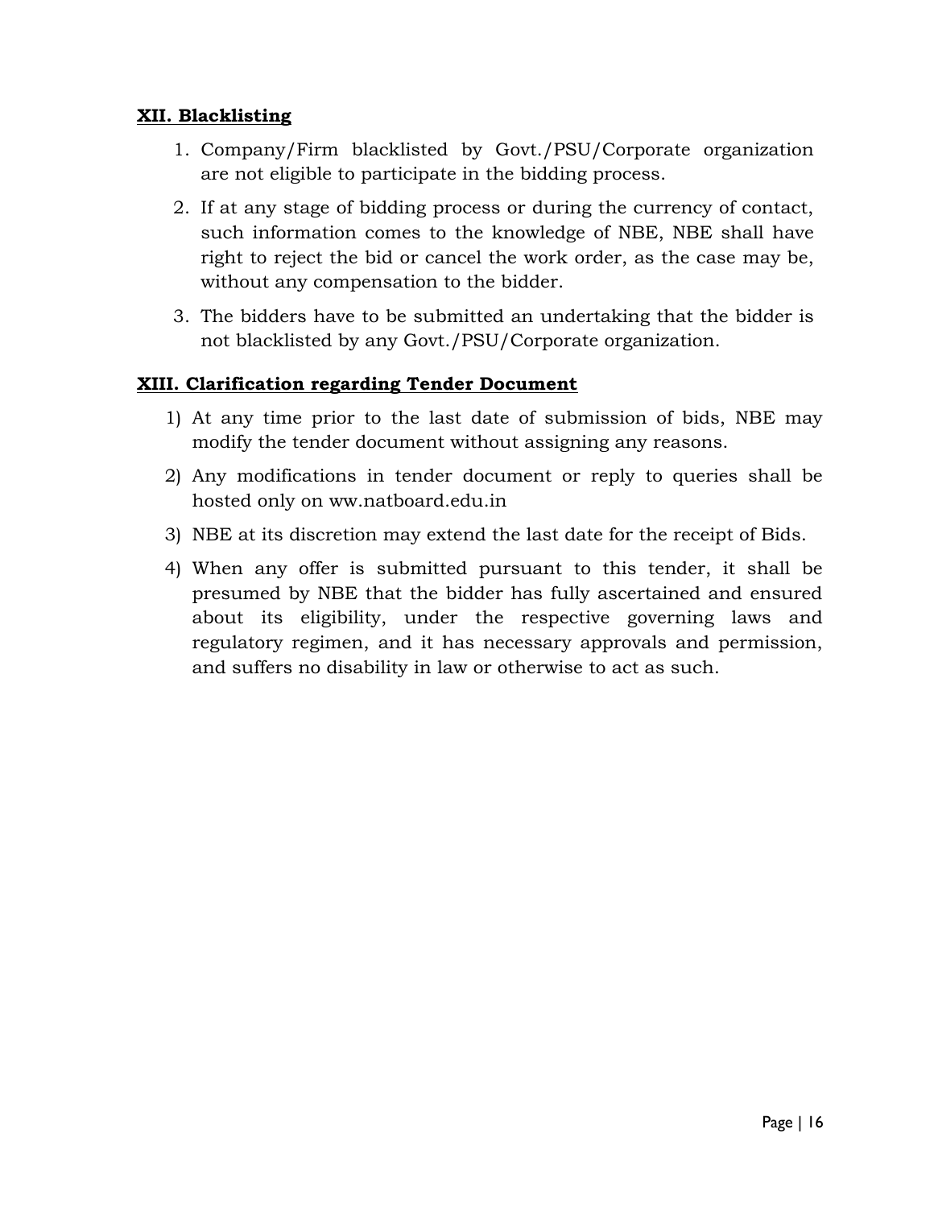**XII. Blacklisting**

1. Company/Firm blacklisted by Govt./PSU/Corporate organization are not eligible to participate in the bidding process.
2. If at any stage of bidding process or during the currency of contact, such information comes to the knowledge of NBE, NBE shall have right to reject the bid or cancel the work order, as the case may be, without any compensation to the bidder.
3. The bidders have to be submitted an undertaking that the bidder is not blacklisted by any Govt./PSU/Corporate organization.

**XIII. Clarification regarding Tender Document**

1) At any time prior to the last date of submission of bids, NBE may modify the tender document without assigning any reasons.
2) Any modifications in tender document or reply to queries shall be hosted only on ww.natboard.edu.in
3) NBE at its discretion may extend the last date for the receipt of Bids.
4) When any offer is submitted pursuant to this tender, it shall be presumed by NBE that the bidder has fully ascertained and ensured about its eligibility, under the respective governing laws and regulatory regimen, and it has necessary approvals and permission, and suffers no disability in law or otherwise to act as such.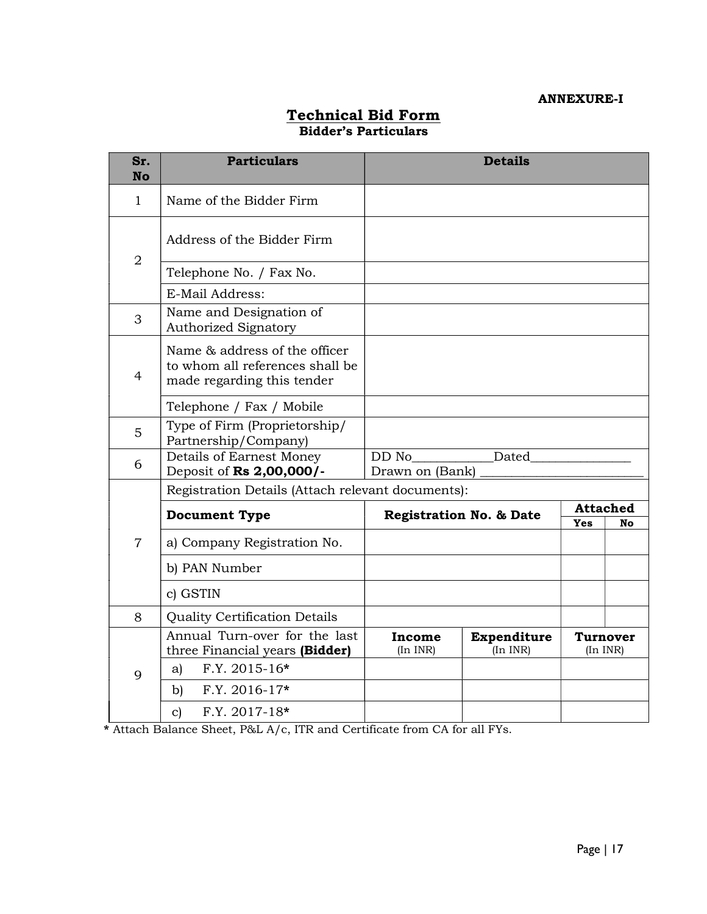**ANNEXURE-I**

# Technical Bid Form

**Bidder's Particulars**

| Sr. No | Particulars | Details | | | | |
|---|---|---|---|---|---|---|
| 1 | Name of the Bidder Firm | | | | | |
| 2 | Address of the Bidder Firm | | | | | |
| | Telephone No. / Fax No. | | | | | |
| | E-Mail Address: | | | | | |
| 3 | Name and Designation of Authorized Signatory | | | | | |
| 4 | Name & address of the officer to whom all references shall be made regarding this tender | | | | | |
| | Telephone / Fax / Mobile | | | | | |
| 5 | Type of Firm (Proprietorship/ Partnership/Company) | | | | | |
| 6 | Details of Earnest Money Deposit of **Rs 2,00,000/-** | DD No____________Dated_______________ Drawn on (Bank) _________________________ | | | | |
| 7 | Registration Details (Attach relevant documents): | | | | | |
| | **Document Type** | **Registration No. & Date** | | **Attached** | | |
| | | | | **Yes** | **No** | |
| | a) Company Registration No. | | | | | |
| | b) PAN Number | | | | | |
| | c) GSTIN | | | | | |
| 8 | Quality Certification Details | | | | | |
| 9 | Annual Turn-over for the last three Financial years **(Bidder)** | **Income** (In INR) | **Expenditure** (In INR) | **Turnover** (In INR) | | |
| | a) F.Y. 2015-16* | | | | | |
| | b) F.Y. 2016-17* | | | | | |
| | c) F.Y. 2017-18* | | | | | |

* Attach Balance Sheet, P&L A/c, ITR and Certificate from CA for all FYs.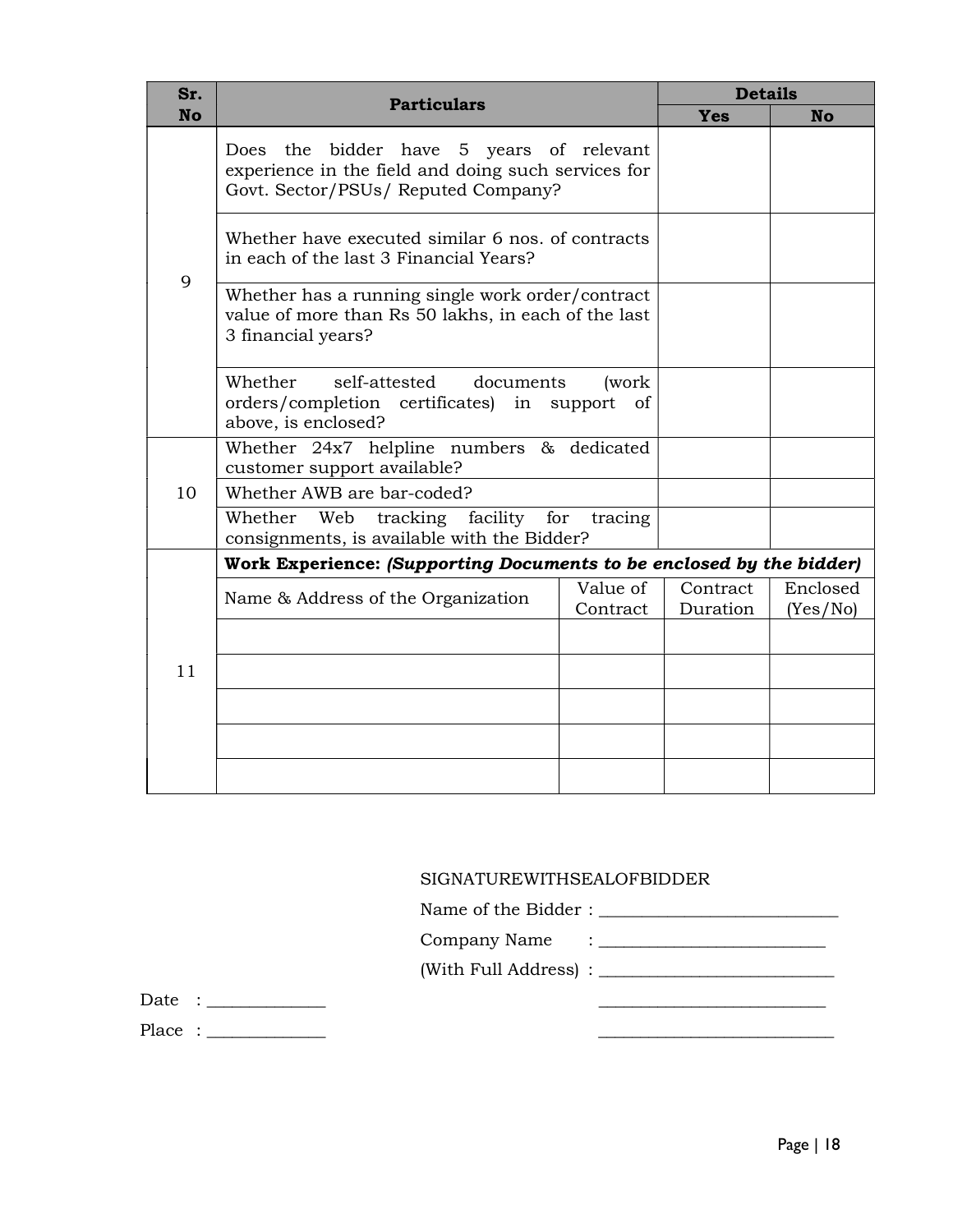| Sr. No | Particulars | | Details | |
|---|---|---|---|---|
| | | | Yes | No |
| 9 | Does the bidder have 5 years of relevant experience in the field and doing such services for Govt. Sector/PSUs/ Reputed Company? | | | |
| | Whether have executed similar 6 nos. of contracts in each of the last 3 Financial Years? | | | |
| | Whether has a running single work order/contract value of more than Rs 50 lakhs, in each of the last 3 financial years? | | | |
| | Whether self-attested documents (work orders/completion certificates) in support of above, is enclosed? | | | |
| 10 | Whether 24x7 helpline numbers & dedicated customer support available? | | | |
| | Whether AWB are bar-coded? | | | |
| | Whether Web tracking facility for tracing consignments, is available with the Bidder? | | | |
| 11 | **Work Experience:** ***(Supporting Documents to be enclosed by the bidder)*** | | | |
| | Name & Address of the Organization | Value of Contract | Contract Duration | Enclosed (Yes/No) |
| | | | | |
| | | | | |
| | | | | |
| | | | | |
| | | | | |

SIGNATUREWITHSEALOFBIDDER

Name of the Bidder : ___________________________

Company Name : ___________________________

(With Full Address) : ___________________________

Date : ______________ ___________________________

Place : ______________ ___________________________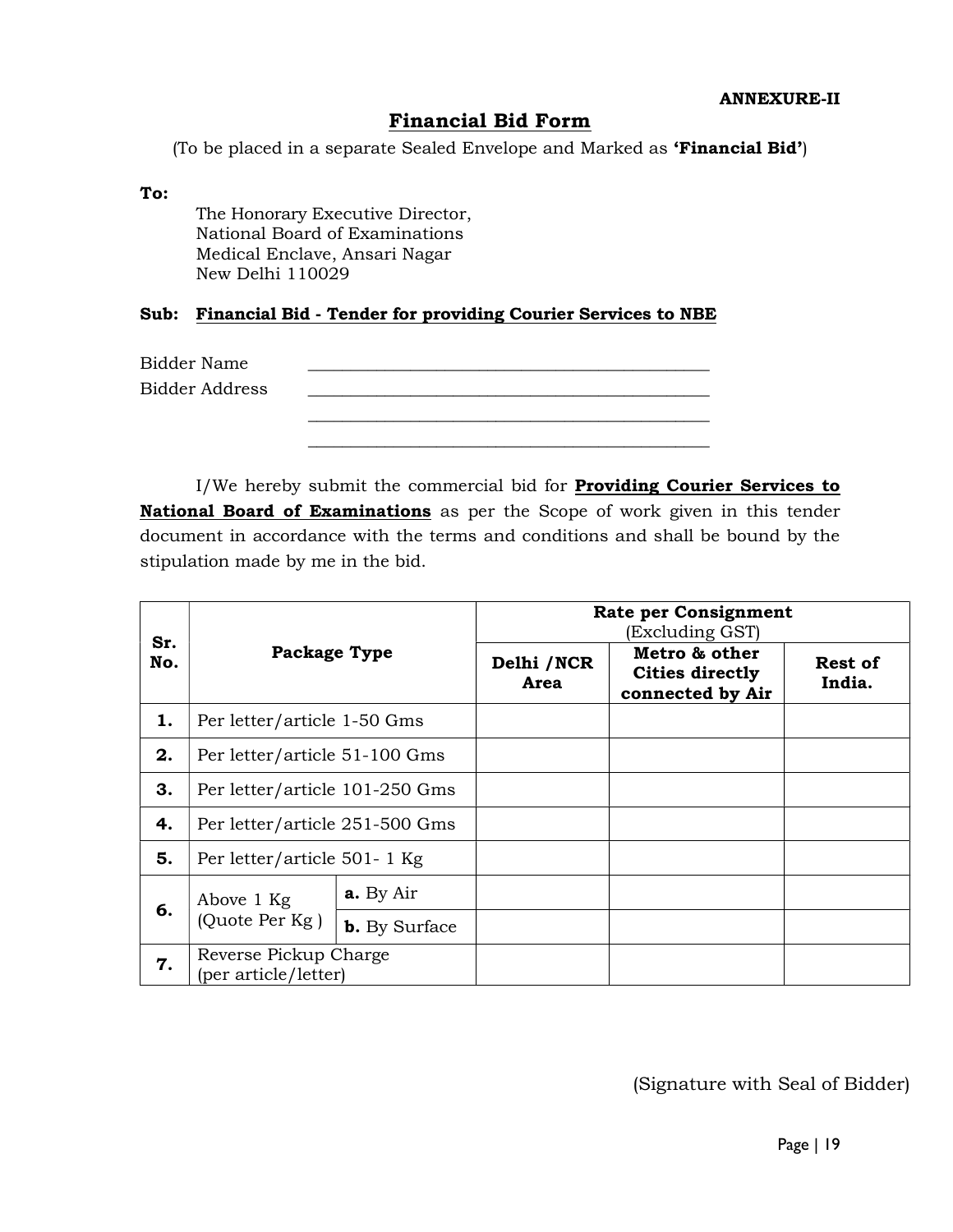**ANNEXURE-II**

# Financial Bid Form

(To be placed in a separate Sealed Envelope and Marked as **'Financial Bid'**)

**To:**

The Honorary Executive Director,
National Board of Examinations
Medical Enclave, Ansari Nagar
New Delhi 110029

**Sub: <u>Financial Bid - Tender for providing Courier Services to NBE</u>**

Bidder Name ______________________________________________

Bidder Address ______________________________________________

______________________________________________

______________________________________________

I/We hereby submit the commercial bid for **<u>Providing Courier Services to National Board of Examinations</u>** as per the Scope of work given in this tender document in accordance with the terms and conditions and shall be bound by the stipulation made by me in the bid.

| Sr. No. | Package Type | | Rate per Consignment (Excluding GST) | | |
|---|---|---|---|---|---|
| | | | **Delhi /NCR Area** | **Metro & other Cities directly connected by Air** | **Rest of India.** |
| **1.** | Per letter/article 1-50 Gms | | | | |
| **2.** | Per letter/article 51-100 Gms | | | | |
| **3.** | Per letter/article 101-250 Gms | | | | |
| **4.** | Per letter/article 251-500 Gms | | | | |
| **5.** | Per letter/article 501- 1 Kg | | | | |
| **6.** | Above 1 Kg (Quote Per Kg ) | **a.** By Air | | | |
| | | **b.** By Surface | | | |
| **7.** | Reverse Pickup Charge (per article/letter) | | | | |

(Signature with Seal of Bidder)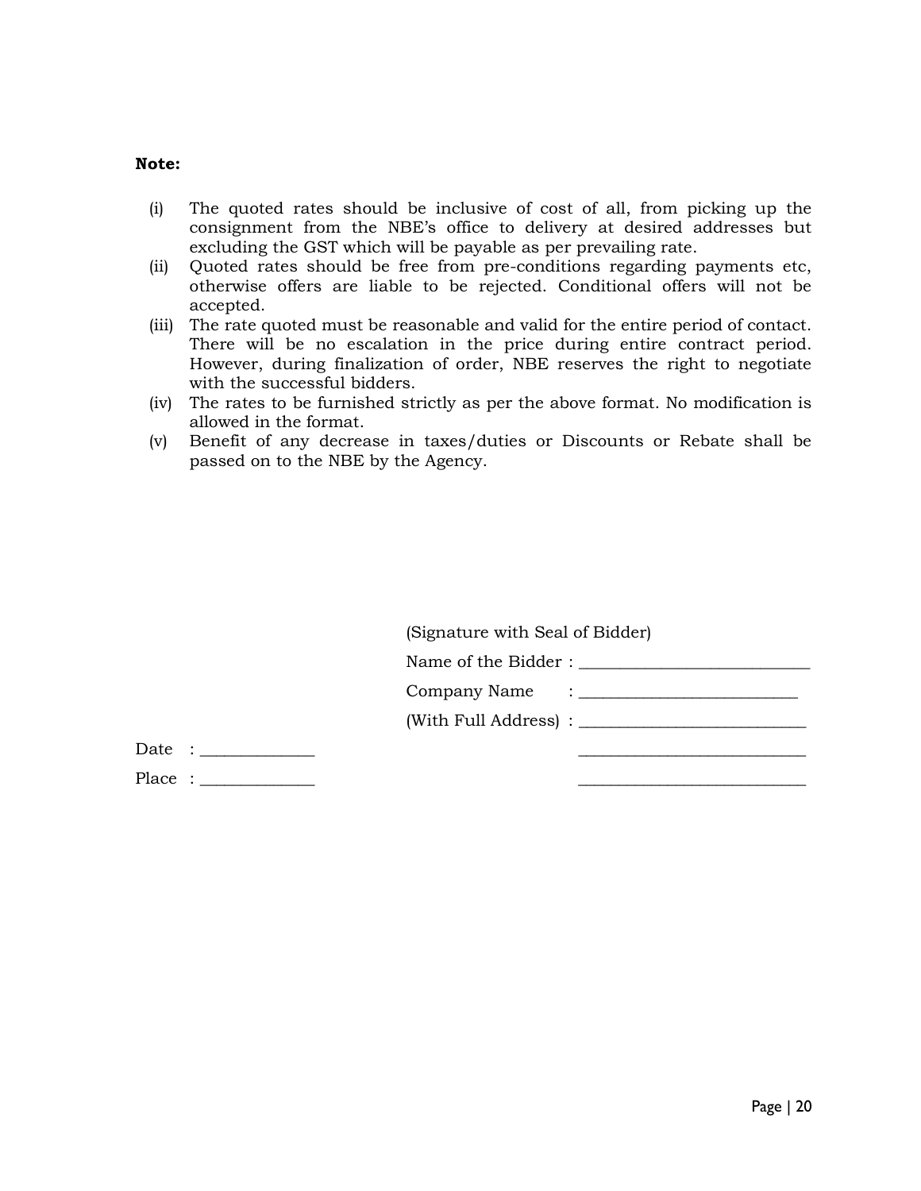**Note:**

(i) The quoted rates should be inclusive of cost of all, from picking up the consignment from the NBE's office to delivery at desired addresses but excluding the GST which will be payable as per prevailing rate.

(ii) Quoted rates should be free from pre-conditions regarding payments etc, otherwise offers are liable to be rejected. Conditional offers will not be accepted.

(iii) The rate quoted must be reasonable and valid for the entire period of contact. There will be no escalation in the price during entire contract period. However, during finalization of order, NBE reserves the right to negotiate with the successful bidders.

(iv) The rates to be furnished strictly as per the above format. No modification is allowed in the format.

(v) Benefit of any decrease in taxes/duties or Discounts or Rebate shall be passed on to the NBE by the Agency.

(Signature with Seal of Bidder)

Name of the Bidder : ___________________________

Company Name : __________________________

(With Full Address) : ___________________________

Date : _____________ ___________________________

Place : _____________ ___________________________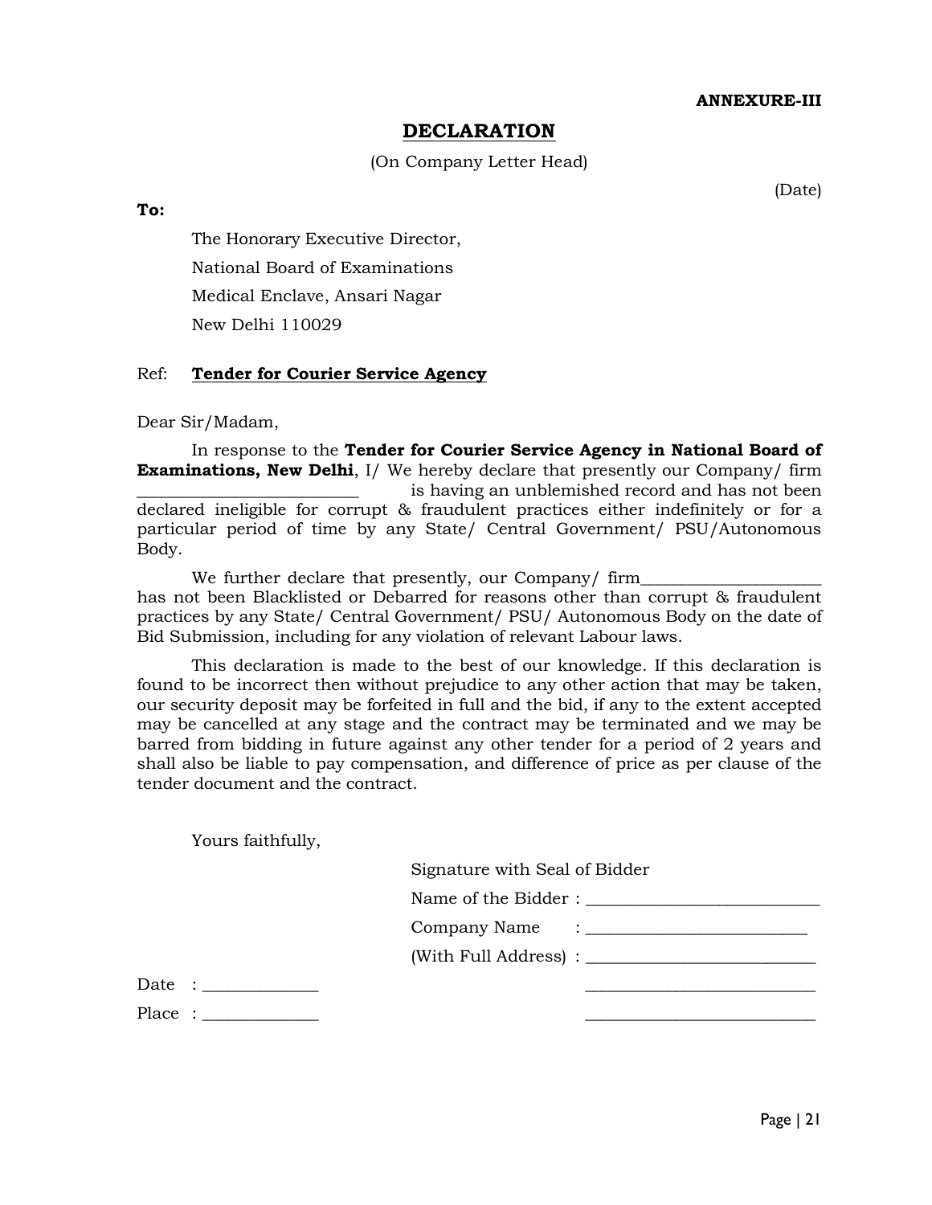**ANNEXURE-III**

# DECLARATION

(On Company Letter Head)

(Date)

**To:**

The Honorary Executive Director,
National Board of Examinations
Medical Enclave, Ansari Nagar
New Delhi 110029

Ref: **Tender for Courier Service Agency**

Dear Sir/Madam,

In response to the **Tender for Courier Service Agency in National Board of Examinations, New Delhi**, I/ We hereby declare that presently our Company/ firm _________________________ is having an unblemished record and has not been declared ineligible for corrupt & fraudulent practices either indefinitely or for a particular period of time by any State/ Central Government/ PSU/Autonomous Body.

We further declare that presently, our Company/ firm_____________________ has not been Blacklisted or Debarred for reasons other than corrupt & fraudulent practices by any State/ Central Government/ PSU/ Autonomous Body on the date of Bid Submission, including for any violation of relevant Labour laws.

This declaration is made to the best of our knowledge. If this declaration is found to be incorrect then without prejudice to any other action that may be taken, our security deposit may be forfeited in full and the bid, if any to the extent accepted may be cancelled at any stage and the contract may be terminated and we may be barred from bidding in future against any other tender for a period of 2 years and shall also be liable to pay compensation, and difference of price as per clause of the tender document and the contract.

Yours faithfully,

Signature with Seal of Bidder

Name of the Bidder : ___________________________

Company Name : ___________________________

(With Full Address) : ___________________________

Date : _____________ ___________________________

Place : _____________ ___________________________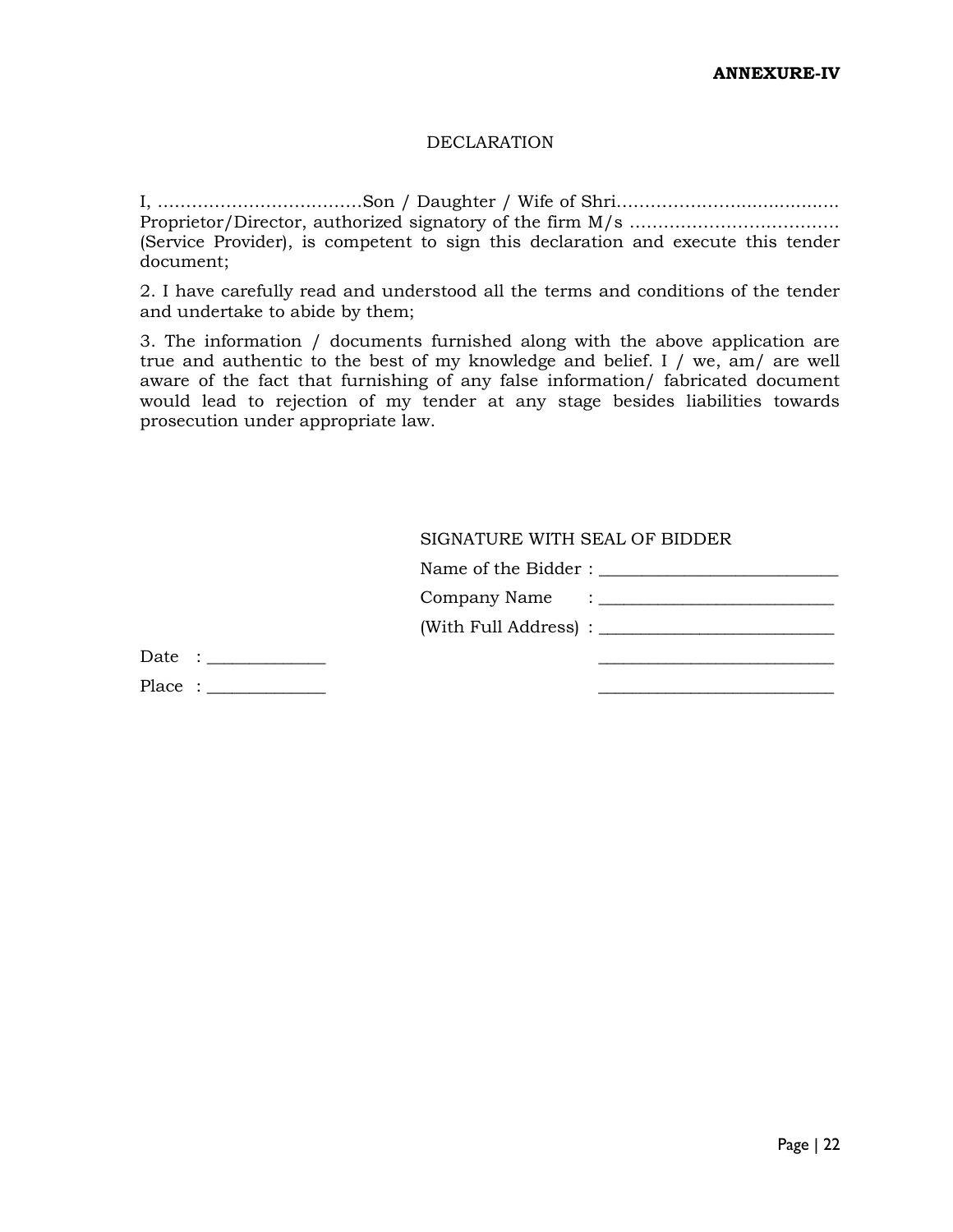**ANNEXURE-IV**

DECLARATION

I, ………………………………Son / Daughter / Wife of Shri………………………………… Proprietor/Director, authorized signatory of the firm M/s ……………………………… (Service Provider), is competent to sign this declaration and execute this tender document;

2. I have carefully read and understood all the terms and conditions of the tender and undertake to abide by them;

3. The information / documents furnished along with the above application are true and authentic to the best of my knowledge and belief. I / we, am/ are well aware of the fact that furnishing of any false information/ fabricated document would lead to rejection of my tender at any stage besides liabilities towards prosecution under appropriate law.

SIGNATURE WITH SEAL OF BIDDER

Name of the Bidder : ___________________________

Company Name : ___________________________

(With Full Address) : ___________________________

___________________________

___________________________

Date : ______________

Place : ______________